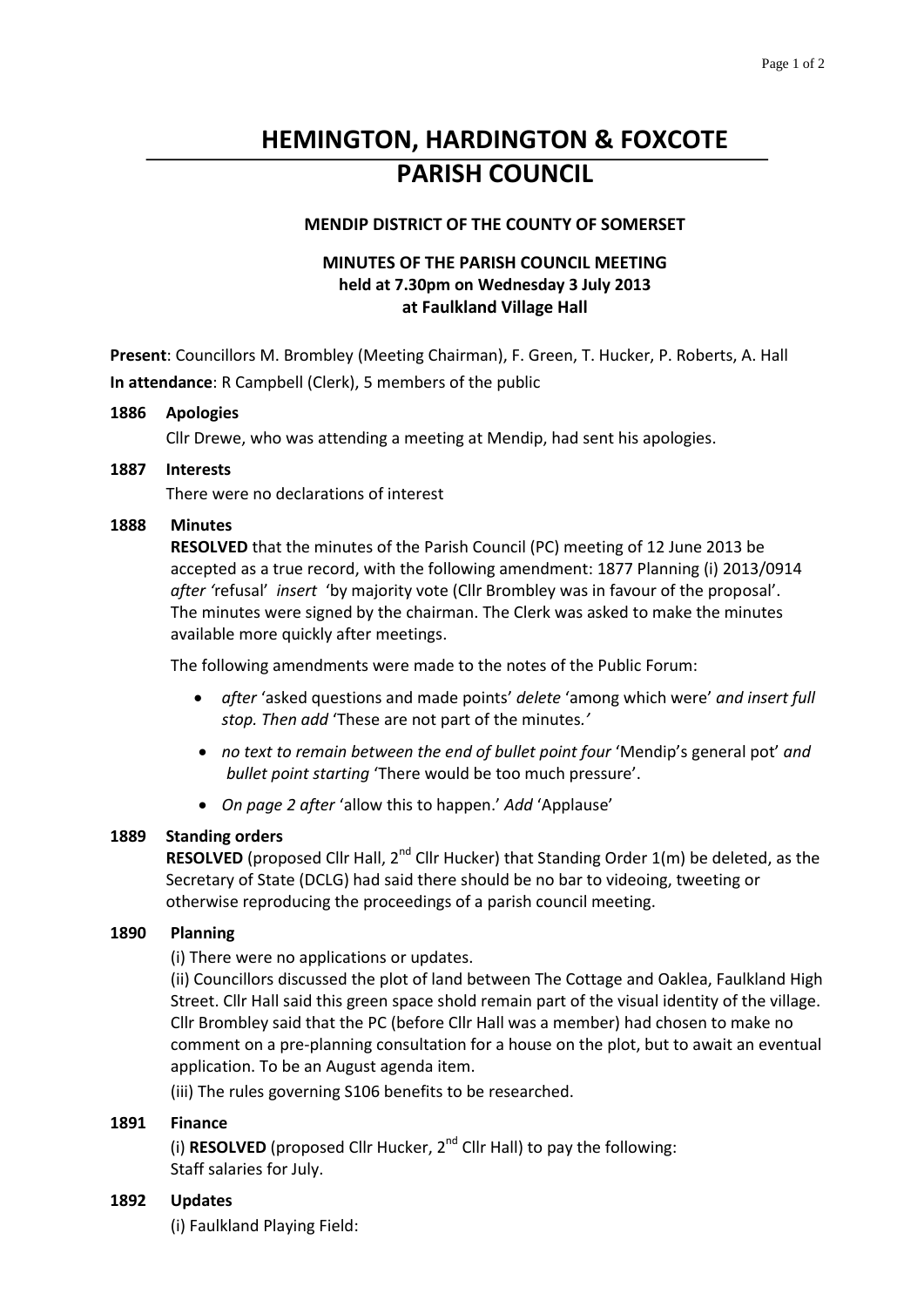# HEMINGTON, HARDINGTON & FOXCOTE PARISH COUNCIL

**MENDIP DISTRICT OF THE COUNTY OF SOMERSET**

**MINUTES OF THE PARISH COUNCIL MEETING**
**held at 7.30pm on Wednesday 3 July 2013**
**at Faulkland Village Hall**

**Present**: Councillors M. Brombley (Meeting Chairman), F. Green, T. Hucker, P. Roberts, A. Hall
**In attendance**: R Campbell (Clerk), 5 members of the public

**1886 Apologies**

Cllr Drewe, who was attending a meeting at Mendip, had sent his apologies.

**1887 Interests**

There were no declarations of interest

**1888 Minutes**

**RESOLVED** that the minutes of the Parish Council (PC) meeting of 12 June 2013 be accepted as a true record, with the following amendment: 1877 Planning (i) 2013/0914 *after* 'refusal' *insert* 'by majority vote (Cllr Brombley was in favour of the proposal'. The minutes were signed by the chairman. The Clerk was asked to make the minutes available more quickly after meetings.

The following amendments were made to the notes of the Public Forum:

- *after* 'asked questions and made points' *delete* 'among which were' *and insert full stop. Then add* 'These are not part of the minutes.'
- *no text to remain between the end of bullet point four* 'Mendip's general pot' *and bullet point starting* 'There would be too much pressure'.
- *On page 2 after* 'allow this to happen.' *Add* 'Applause'

**1889 Standing orders**

**RESOLVED** (proposed Cllr Hall, 2nd Cllr Hucker) that Standing Order 1(m) be deleted, as the Secretary of State (DCLG) had said there should be no bar to videoing, tweeting or otherwise reproducing the proceedings of a parish council meeting.

**1890 Planning**

(i) There were no applications or updates.

(ii) Councillors discussed the plot of land between The Cottage and Oaklea, Faulkland High Street. Cllr Hall said this green space shold remain part of the visual identity of the village. Cllr Brombley said that the PC (before Cllr Hall was a member) had chosen to make no comment on a pre-planning consultation for a house on the plot, but to await an eventual application. To be an August agenda item.

(iii) The rules governing S106 benefits to be researched.

**1891 Finance**

(i) **RESOLVED** (proposed Cllr Hucker, 2nd Cllr Hall) to pay the following:
Staff salaries for July.

**1892 Updates**

(i) Faulkland Playing Field: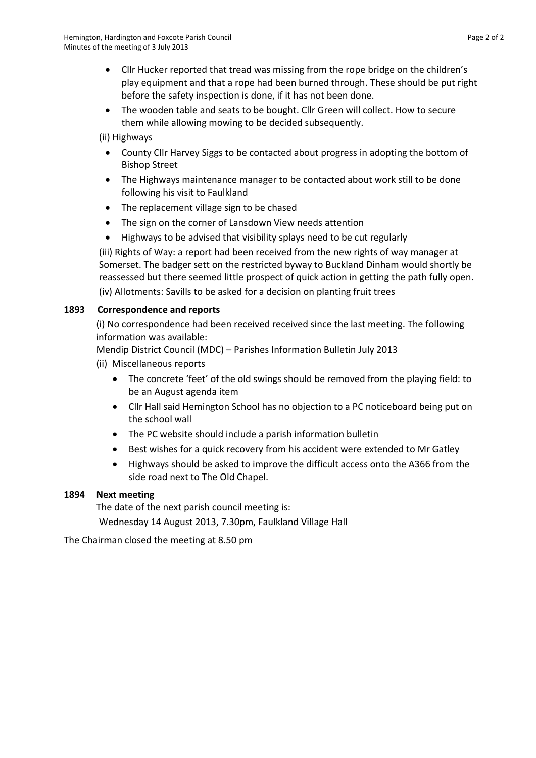- Cllr Hucker reported that tread was missing from the rope bridge on the children's play equipment and that a rope had been burned through. These should be put right before the safety inspection is done, if it has not been done.
- The wooden table and seats to be bought. Cllr Green will collect. How to secure them while allowing mowing to be decided subsequently.

(ii) Highways

- County Cllr Harvey Siggs to be contacted about progress in adopting the bottom of Bishop Street
- The Highways maintenance manager to be contacted about work still to be done following his visit to Faulkland
- The replacement village sign to be chased
- The sign on the corner of Lansdown View needs attention
- Highways to be advised that visibility splays need to be cut regularly

(iii) Rights of Way: a report had been received from the new rights of way manager at Somerset. The badger sett on the restricted byway to Buckland Dinham would shortly be reassessed but there seemed little prospect of quick action in getting the path fully open.

(iv) Allotments: Savills to be asked for a decision on planting fruit trees

**1893 Correspondence and reports**

(i) No correspondence had been received received since the last meeting. The following information was available:

Mendip District Council (MDC) – Parishes Information Bulletin July 2013

(ii) Miscellaneous reports

- The concrete 'feet' of the old swings should be removed from the playing field: to be an August agenda item
- Cllr Hall said Hemington School has no objection to a PC noticeboard being put on the school wall
- The PC website should include a parish information bulletin
- Best wishes for a quick recovery from his accident were extended to Mr Gatley
- Highways should be asked to improve the difficult access onto the A366 from the side road next to The Old Chapel.

**1894 Next meeting**

The date of the next parish council meeting is:

Wednesday 14 August 2013, 7.30pm, Faulkland Village Hall

The Chairman closed the meeting at 8.50 pm